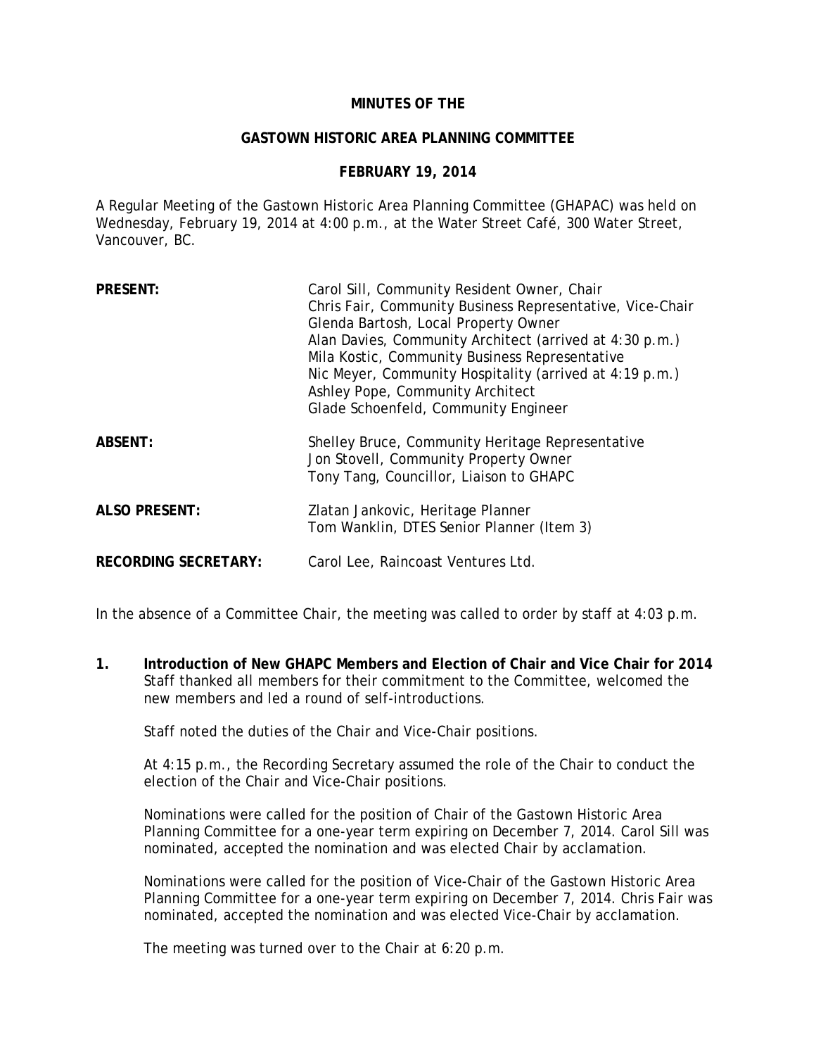**MINUTES OF THE**

**GASTOWN HISTORIC AREA PLANNING COMMITTEE**

**FEBRUARY 19, 2014**

A Regular Meeting of the Gastown Historic Area Planning Committee (GHAPAC) was held on Wednesday, February 19, 2014 at 4:00 p.m., at the Water Street Café, 300 Water Street, Vancouver, BC.

| | |
|---|---|
| **PRESENT:** | Carol Sill, Community Resident Owner, Chair<br>Chris Fair, Community Business Representative, Vice-Chair<br>Glenda Bartosh, Local Property Owner<br>Alan Davies, Community Architect (arrived at 4:30 p.m.)<br>Mila Kostic, Community Business Representative<br>Nic Meyer, Community Hospitality (arrived at 4:19 p.m.)<br>Ashley Pope, Community Architect<br>Glade Schoenfeld, Community Engineer |
| **ABSENT:** | Shelley Bruce, Community Heritage Representative<br>Jon Stovell, Community Property Owner<br>Tony Tang, Councillor, Liaison to GHAPC |
| **ALSO PRESENT:** | Zlatan Jankovic, Heritage Planner<br>Tom Wanklin, DTES Senior Planner (Item 3) |
| **RECORDING SECRETARY:** | Carol Lee, Raincoast Ventures Ltd. |

In the absence of a Committee Chair, the meeting was called to order by staff at 4:03 p.m.

**1. Introduction of New GHAPC Members and Election of Chair and Vice Chair for 2014**

Staff thanked all members for their commitment to the Committee, welcomed the new members and led a round of self-introductions.

Staff noted the duties of the Chair and Vice-Chair positions.

At 4:15 p.m., the Recording Secretary assumed the role of the Chair to conduct the election of the Chair and Vice-Chair positions.

Nominations were called for the position of Chair of the Gastown Historic Area Planning Committee for a one-year term expiring on December 7, 2014. Carol Sill was nominated, accepted the nomination and was elected Chair by acclamation.

Nominations were called for the position of Vice-Chair of the Gastown Historic Area Planning Committee for a one-year term expiring on December 7, 2014. Chris Fair was nominated, accepted the nomination and was elected Vice-Chair by acclamation.

The meeting was turned over to the Chair at 6:20 p.m.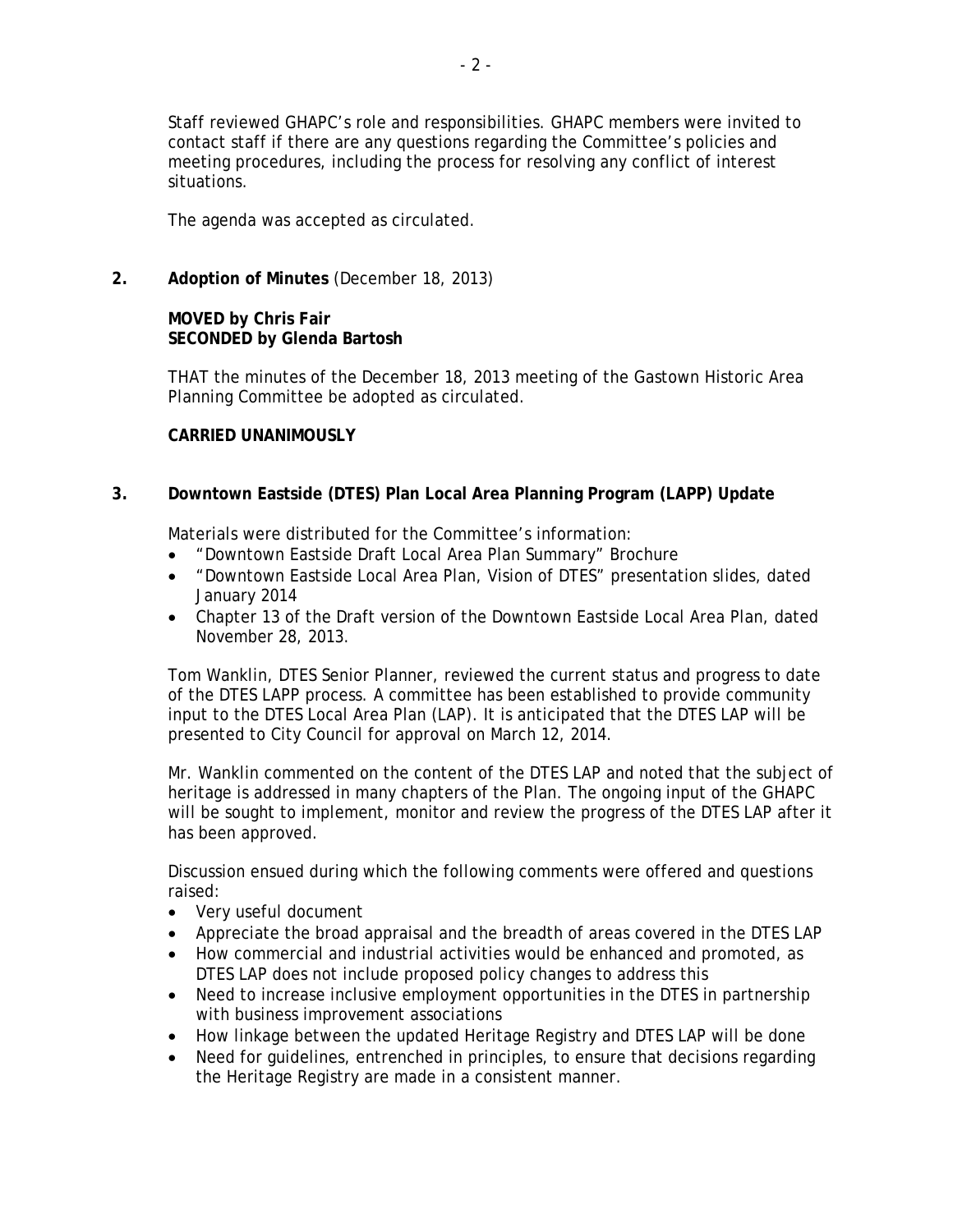Staff reviewed GHAPC's role and responsibilities. GHAPC members were invited to contact staff if there are any questions regarding the Committee's policies and meeting procedures, including the process for resolving any conflict of interest situations.

The agenda was accepted as circulated.

**2. Adoption of Minutes** (December 18, 2013)

**MOVED by Chris Fair**
**SECONDED by Glenda Bartosh**

THAT the minutes of the December 18, 2013 meeting of the Gastown Historic Area Planning Committee be adopted as circulated.

**CARRIED UNANIMOUSLY**

**3. Downtown Eastside (DTES) Plan Local Area Planning Program (LAPP) Update**

Materials were distributed for the Committee's information:

- "Downtown Eastside Draft Local Area Plan Summary" Brochure
- "Downtown Eastside Local Area Plan, Vision of DTES" presentation slides, dated January 2014
- Chapter 13 of the Draft version of the Downtown Eastside Local Area Plan, dated November 28, 2013.

Tom Wanklin, DTES Senior Planner, reviewed the current status and progress to date of the DTES LAPP process. A committee has been established to provide community input to the DTES Local Area Plan (LAP). It is anticipated that the DTES LAP will be presented to City Council for approval on March 12, 2014.

Mr. Wanklin commented on the content of the DTES LAP and noted that the subject of heritage is addressed in many chapters of the Plan. The ongoing input of the GHAPC will be sought to implement, monitor and review the progress of the DTES LAP after it has been approved.

Discussion ensued during which the following comments were offered and questions raised:

- Very useful document
- Appreciate the broad appraisal and the breadth of areas covered in the DTES LAP
- How commercial and industrial activities would be enhanced and promoted, as DTES LAP does not include proposed policy changes to address this
- Need to increase inclusive employment opportunities in the DTES in partnership with business improvement associations
- How linkage between the updated Heritage Registry and DTES LAP will be done
- Need for guidelines, entrenched in principles, to ensure that decisions regarding the Heritage Registry are made in a consistent manner.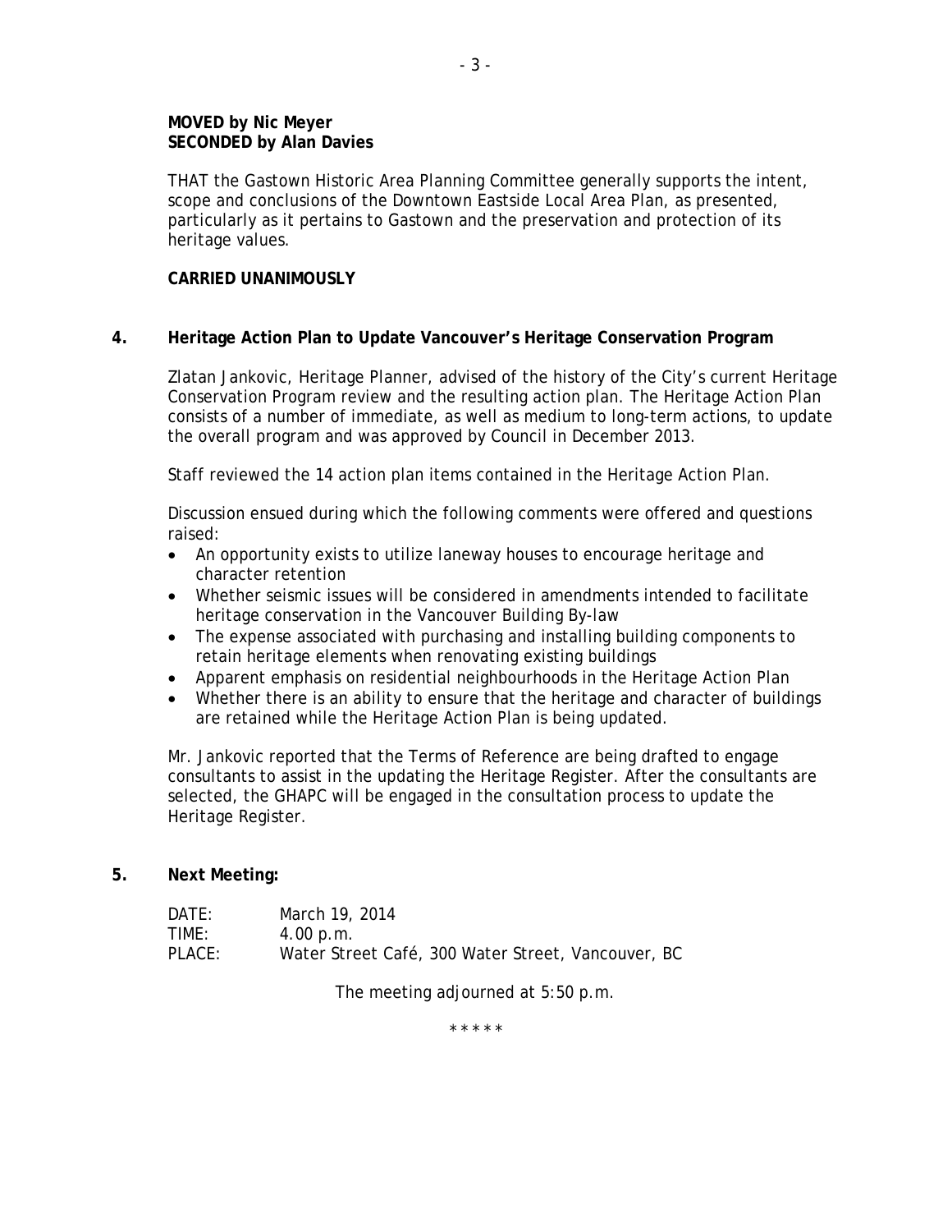**MOVED by Nic Meyer**
**SECONDED by Alan Davies**

THAT the Gastown Historic Area Planning Committee generally supports the intent, scope and conclusions of the Downtown Eastside Local Area Plan, as presented, particularly as it pertains to Gastown and the preservation and protection of its heritage values.

**CARRIED UNANIMOUSLY**

**4. Heritage Action Plan to Update Vancouver's Heritage Conservation Program**

Zlatan Jankovic, Heritage Planner, advised of the history of the City's current Heritage Conservation Program review and the resulting action plan. The Heritage Action Plan consists of a number of immediate, as well as medium to long-term actions, to update the overall program and was approved by Council in December 2013.

Staff reviewed the 14 action plan items contained in the Heritage Action Plan.

Discussion ensued during which the following comments were offered and questions raised:

- An opportunity exists to utilize laneway houses to encourage heritage and character retention
- Whether seismic issues will be considered in amendments intended to facilitate heritage conservation in the Vancouver Building By-law
- The expense associated with purchasing and installing building components to retain heritage elements when renovating existing buildings
- Apparent emphasis on residential neighbourhoods in the Heritage Action Plan
- Whether there is an ability to ensure that the heritage and character of buildings are retained while the Heritage Action Plan is being updated.

Mr. Jankovic reported that the Terms of Reference are being drafted to engage consultants to assist in the updating the Heritage Register. After the consultants are selected, the GHAPC will be engaged in the consultation process to update the Heritage Register.

**5. Next Meeting:**

| | |
|---|---|
| DATE: | March 19, 2014 |
| TIME: | 4.00 p.m. |
| PLACE: | Water Street Café, 300 Water Street, Vancouver, BC |

The meeting adjourned at 5:50 p.m.

\* \* \* \* \*